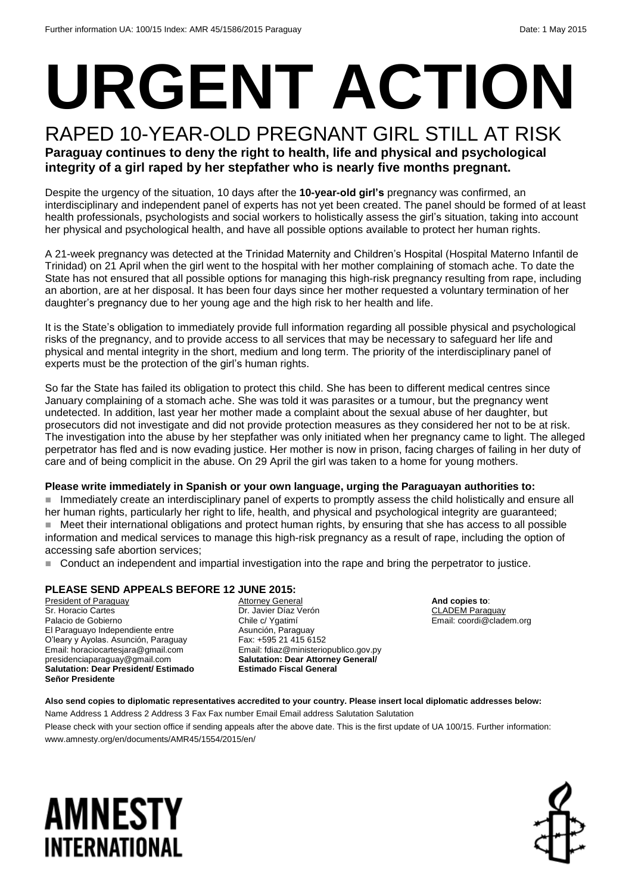Further information UA: 100/15 Index: AMR 45/1586/2015 Paraguay Date: 1 May 2015

# URGENT ACTION

## RAPED 10-YEAR-OLD PREGNANT GIRL STILL AT RISK

**Paraguay continues to deny the right to health, life and physical and psychological integrity of a girl raped by her stepfather who is nearly five months pregnant.**

Despite the urgency of the situation, 10 days after the **10-year-old girl's** pregnancy was confirmed, an interdisciplinary and independent panel of experts has not yet been created. The panel should be formed of at least health professionals, psychologists and social workers to holistically assess the girl's situation, taking into account her physical and psychological health, and have all possible options available to protect her human rights.

A 21-week pregnancy was detected at the Trinidad Maternity and Children's Hospital (Hospital Materno Infantil de Trinidad) on 21 April when the girl went to the hospital with her mother complaining of stomach ache. To date the State has not ensured that all possible options for managing this high-risk pregnancy resulting from rape, including an abortion, are at her disposal. It has been four days since her mother requested a voluntary termination of her daughter's pregnancy due to her young age and the high risk to her health and life.

It is the State's obligation to immediately provide full information regarding all possible physical and psychological risks of the pregnancy, and to provide access to all services that may be necessary to safeguard her life and physical and mental integrity in the short, medium and long term. The priority of the interdisciplinary panel of experts must be the protection of the girl's human rights.

So far the State has failed its obligation to protect this child. She has been to different medical centres since January complaining of a stomach ache. She was told it was parasites or a tumour, but the pregnancy went undetected. In addition, last year her mother made a complaint about the sexual abuse of her daughter, but prosecutors did not investigate and did not provide protection measures as they considered her not to be at risk. The investigation into the abuse by her stepfather was only initiated when her pregnancy came to light. The alleged perpetrator has fled and is now evading justice. Her mother is now in prison, facing charges of failing in her duty of care and of being complicit in the abuse. On 29 April the girl was taken to a home for young mothers.

**Please write immediately in Spanish or your own language, urging the Paraguayan authorities to:**

- Immediately create an interdisciplinary panel of experts to promptly assess the child holistically and ensure all her human rights, particularly her right to life, health, and physical and psychological integrity are guaranteed;
- Meet their international obligations and protect human rights, by ensuring that she has access to all possible information and medical services to manage this high-risk pregnancy as a result of rape, including the option of accessing safe abortion services;
- Conduct an independent and impartial investigation into the rape and bring the perpetrator to justice.

**PLEASE SEND APPEALS BEFORE 12 JUNE 2015:**

President of Paraguay
Sr. Horacio Cartes
Palacio de Gobierno
El Paraguayo Independiente entre O'leary y Ayolas. Asunción, Paraguay
Email: horaciocartesjara@gmail.com
presidenciaparaguay@gmail.com
**Salutation: Dear President/ Estimado Señor Presidente**

Attorney General
Dr. Javier Díaz Verón
Chile c/ Ygatimí
Asunción, Paraguay
Fax: +595 21 415 6152
Email: fdiaz@ministeriopublico.gov.py
**Salutation: Dear Attorney General/ Estimado Fiscal General**

**And copies to**:
CLADEM Paraguay
Email: coordi@cladem.org

**Also send copies to diplomatic representatives accredited to your country. Please insert local diplomatic addresses below:**

Name Address 1 Address 2 Address 3 Fax Fax number Email Email address Salutation Salutation

Please check with your section office if sending appeals after the above date. This is the first update of UA 100/15. Further information: www.amnesty.org/en/documents/AMR45/1554/2015/en/

AMNESTY INTERNATIONAL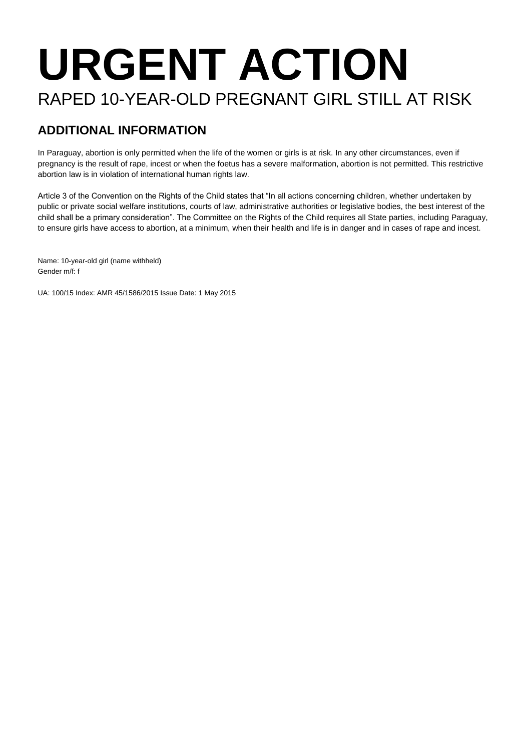# URGENT ACTION

## RAPED 10-YEAR-OLD PREGNANT GIRL STILL AT RISK

### ADDITIONAL INFORMATION

In Paraguay, abortion is only permitted when the life of the women or girls is at risk. In any other circumstances, even if pregnancy is the result of rape, incest or when the foetus has a severe malformation, abortion is not permitted. This restrictive abortion law is in violation of international human rights law.

Article 3 of the Convention on the Rights of the Child states that "In all actions concerning children, whether undertaken by public or private social welfare institutions, courts of law, administrative authorities or legislative bodies, the best interest of the child shall be a primary consideration". The Committee on the Rights of the Child requires all State parties, including Paraguay, to ensure girls have access to abortion, at a minimum, when their health and life is in danger and in cases of rape and incest.

Name: 10-year-old girl (name withheld)
Gender m/f: f

UA: 100/15 Index: AMR 45/1586/2015 Issue Date: 1 May 2015